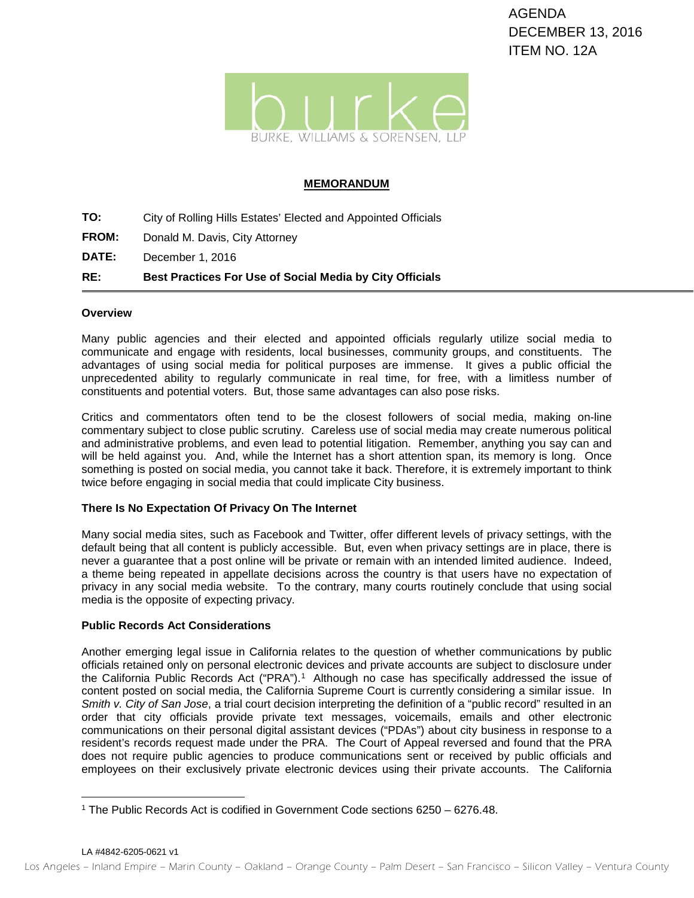AGENDA
DECEMBER 13, 2016
ITEM NO. 12A

burke
BURKE, WILLIAMS & SORENSEN, LLP

**MEMORANDUM**

**TO:** City of Rolling Hills Estates' Elected and Appointed Officials

**FROM:** Donald M. Davis, City Attorney

**DATE:** December 1, 2016

**RE:** **Best Practices For Use of Social Media by City Officials**

---

**Overview**

Many public agencies and their elected and appointed officials regularly utilize social media to communicate and engage with residents, local businesses, community groups, and constituents. The advantages of using social media for political purposes are immense. It gives a public official the unprecedented ability to regularly communicate in real time, for free, with a limitless number of constituents and potential voters. But, those same advantages can also pose risks.

Critics and commentators often tend to be the closest followers of social media, making on-line commentary subject to close public scrutiny. Careless use of social media may create numerous political and administrative problems, and even lead to potential litigation. Remember, anything you say can and will be held against you. And, while the Internet has a short attention span, its memory is long. Once something is posted on social media, you cannot take it back. Therefore, it is extremely important to think twice before engaging in social media that could implicate City business.

**There Is No Expectation Of Privacy On The Internet**

Many social media sites, such as Facebook and Twitter, offer different levels of privacy settings, with the default being that all content is publicly accessible. But, even when privacy settings are in place, there is never a guarantee that a post online will be private or remain with an intended limited audience. Indeed, a theme being repeated in appellate decisions across the country is that users have no expectation of privacy in any social media website. To the contrary, many courts routinely conclude that using social media is the opposite of expecting privacy.

**Public Records Act Considerations**

Another emerging legal issue in California relates to the question of whether communications by public officials retained only on personal electronic devices and private accounts are subject to disclosure under the California Public Records Act ("PRA").[1] Although no case has specifically addressed the issue of content posted on social media, the California Supreme Court is currently considering a similar issue. In *Smith v. City of San Jose*, a trial court decision interpreting the definition of a "public record" resulted in an order that city officials provide private text messages, voicemails, emails and other electronic communications on their personal digital assistant devices ("PDAs") about city business in response to a resident's records request made under the PRA. The Court of Appeal reversed and found that the PRA does not require public agencies to produce communications sent or received by public officials and employees on their exclusively private electronic devices using their private accounts. The California

[1] The Public Records Act is codified in Government Code sections 6250 – 6276.48.

LA #4842-6205-0621 v1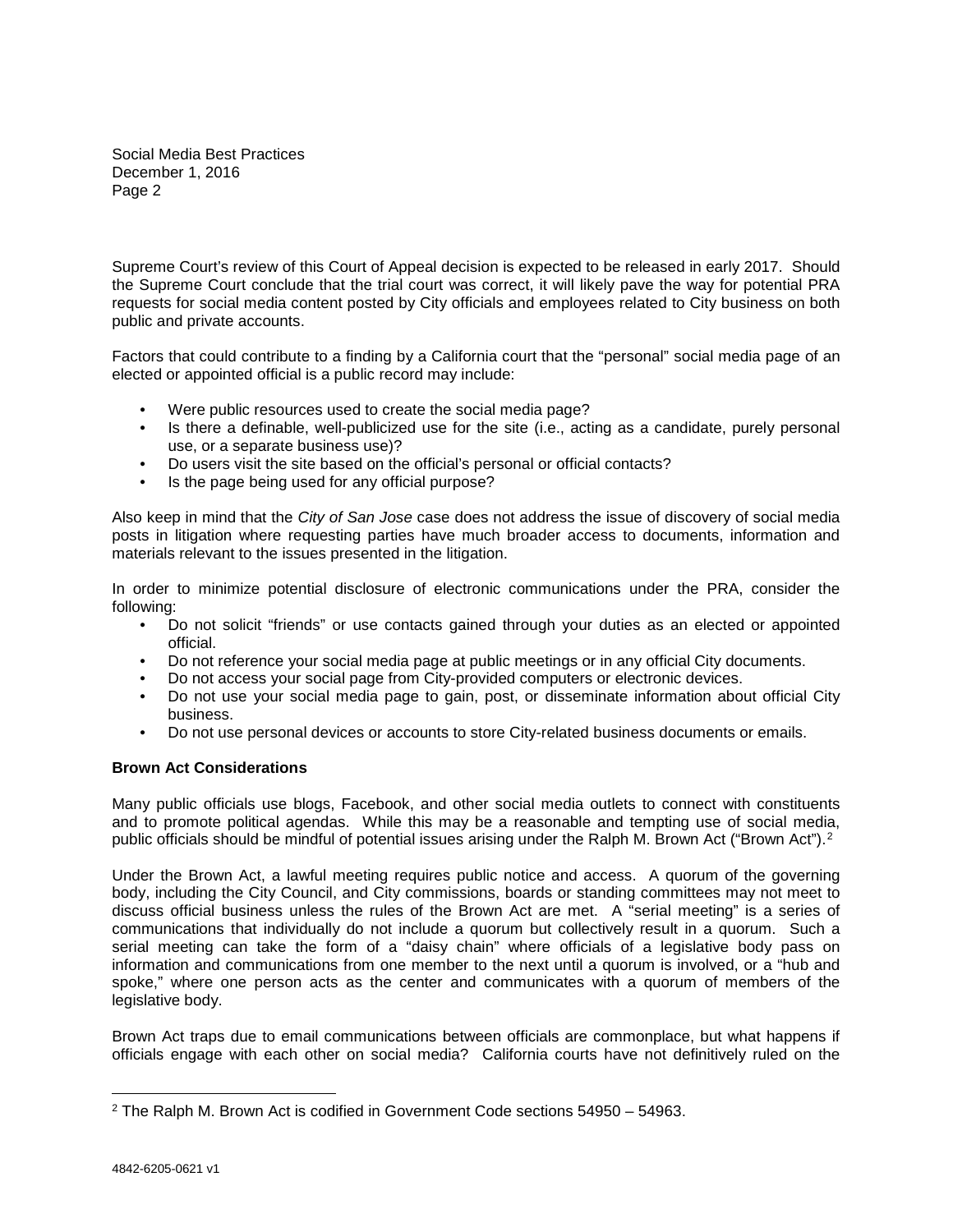Supreme Court's review of this Court of Appeal decision is expected to be released in early 2017. Should the Supreme Court conclude that the trial court was correct, it will likely pave the way for potential PRA requests for social media content posted by City officials and employees related to City business on both public and private accounts.

Factors that could contribute to a finding by a California court that the "personal" social media page of an elected or appointed official is a public record may include:

- Were public resources used to create the social media page?
- Is there a definable, well-publicized use for the site (i.e., acting as a candidate, purely personal use, or a separate business use)?
- Do users visit the site based on the official's personal or official contacts?
- Is the page being used for any official purpose?

Also keep in mind that the *City of San Jose* case does not address the issue of discovery of social media posts in litigation where requesting parties have much broader access to documents, information and materials relevant to the issues presented in the litigation.

In order to minimize potential disclosure of electronic communications under the PRA, consider the following:

- Do not solicit "friends" or use contacts gained through your duties as an elected or appointed official.
- Do not reference your social media page at public meetings or in any official City documents.
- Do not access your social page from City-provided computers or electronic devices.
- Do not use your social media page to gain, post, or disseminate information about official City business.
- Do not use personal devices or accounts to store City-related business documents or emails.

**Brown Act Considerations**

Many public officials use blogs, Facebook, and other social media outlets to connect with constituents and to promote political agendas. While this may be a reasonable and tempting use of social media, public officials should be mindful of potential issues arising under the Ralph M. Brown Act ("Brown Act").[2]

Under the Brown Act, a lawful meeting requires public notice and access. A quorum of the governing body, including the City Council, and City commissions, boards or standing committees may not meet to discuss official business unless the rules of the Brown Act are met. A "serial meeting" is a series of communications that individually do not include a quorum but collectively result in a quorum. Such a serial meeting can take the form of a "daisy chain" where officials of a legislative body pass on information and communications from one member to the next until a quorum is involved, or a "hub and spoke," where one person acts as the center and communicates with a quorum of members of the legislative body.

Brown Act traps due to email communications between officials are commonplace, but what happens if officials engage with each other on social media? California courts have not definitively ruled on the

[2] The Ralph M. Brown Act is codified in Government Code sections 54950 – 54963.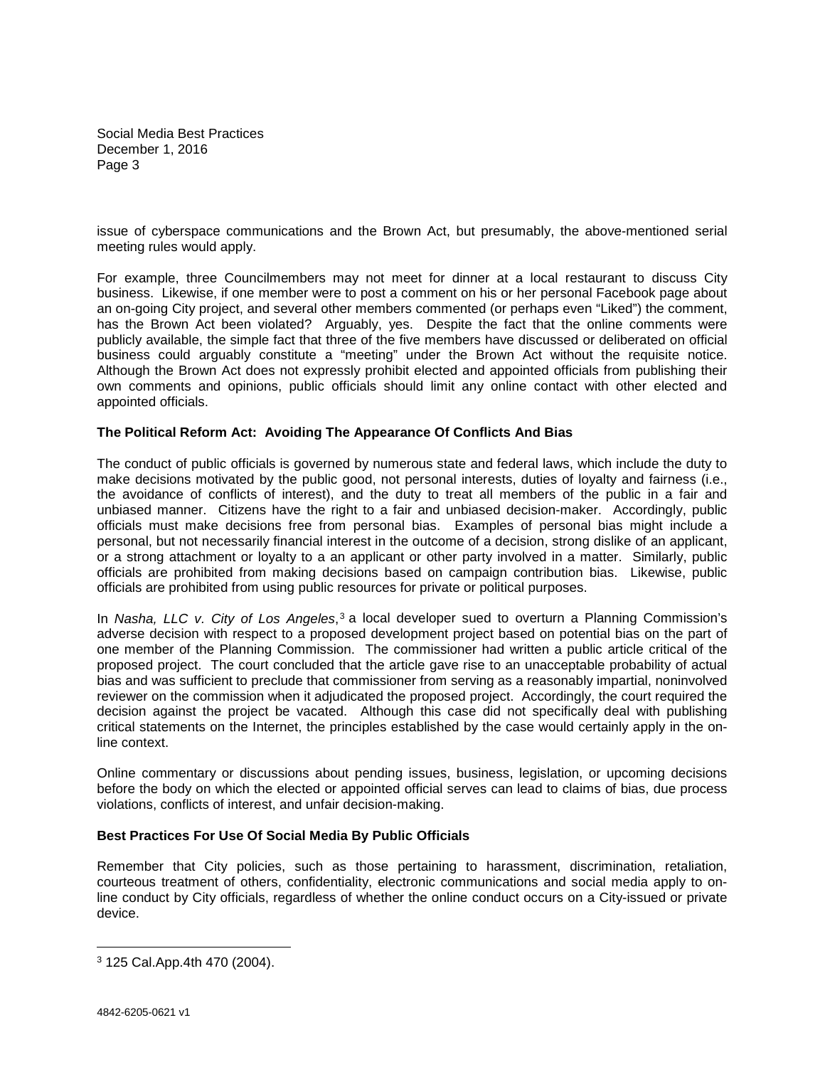issue of cyberspace communications and the Brown Act, but presumably, the above-mentioned serial meeting rules would apply.

For example, three Councilmembers may not meet for dinner at a local restaurant to discuss City business. Likewise, if one member were to post a comment on his or her personal Facebook page about an on-going City project, and several other members commented (or perhaps even "Liked") the comment, has the Brown Act been violated? Arguably, yes. Despite the fact that the online comments were publicly available, the simple fact that three of the five members have discussed or deliberated on official business could arguably constitute a "meeting" under the Brown Act without the requisite notice. Although the Brown Act does not expressly prohibit elected and appointed officials from publishing their own comments and opinions, public officials should limit any online contact with other elected and appointed officials.

### The Political Reform Act: Avoiding The Appearance Of Conflicts And Bias

The conduct of public officials is governed by numerous state and federal laws, which include the duty to make decisions motivated by the public good, not personal interests, duties of loyalty and fairness (i.e., the avoidance of conflicts of interest), and the duty to treat all members of the public in a fair and unbiased manner. Citizens have the right to a fair and unbiased decision-maker. Accordingly, public officials must make decisions free from personal bias. Examples of personal bias might include a personal, but not necessarily financial interest in the outcome of a decision, strong dislike of an applicant, or a strong attachment or loyalty to a an applicant or other party involved in a matter. Similarly, public officials are prohibited from making decisions based on campaign contribution bias. Likewise, public officials are prohibited from using public resources for private or political purposes.

In *Nasha, LLC v. City of Los Angeles*,[3] a local developer sued to overturn a Planning Commission's adverse decision with respect to a proposed development project based on potential bias on the part of one member of the Planning Commission. The commissioner had written a public article critical of the proposed project. The court concluded that the article gave rise to an unacceptable probability of actual bias and was sufficient to preclude that commissioner from serving as a reasonably impartial, noninvolved reviewer on the commission when it adjudicated the proposed project. Accordingly, the court required the decision against the project be vacated. Although this case did not specifically deal with publishing critical statements on the Internet, the principles established by the case would certainly apply in the on-line context.

Online commentary or discussions about pending issues, business, legislation, or upcoming decisions before the body on which the elected or appointed official serves can lead to claims of bias, due process violations, conflicts of interest, and unfair decision-making.

### Best Practices For Use Of Social Media By Public Officials

Remember that City policies, such as those pertaining to harassment, discrimination, retaliation, courteous treatment of others, confidentiality, electronic communications and social media apply to on-line conduct by City officials, regardless of whether the online conduct occurs on a City-issued or private device.

---

[3] 125 Cal.App.4th 470 (2004).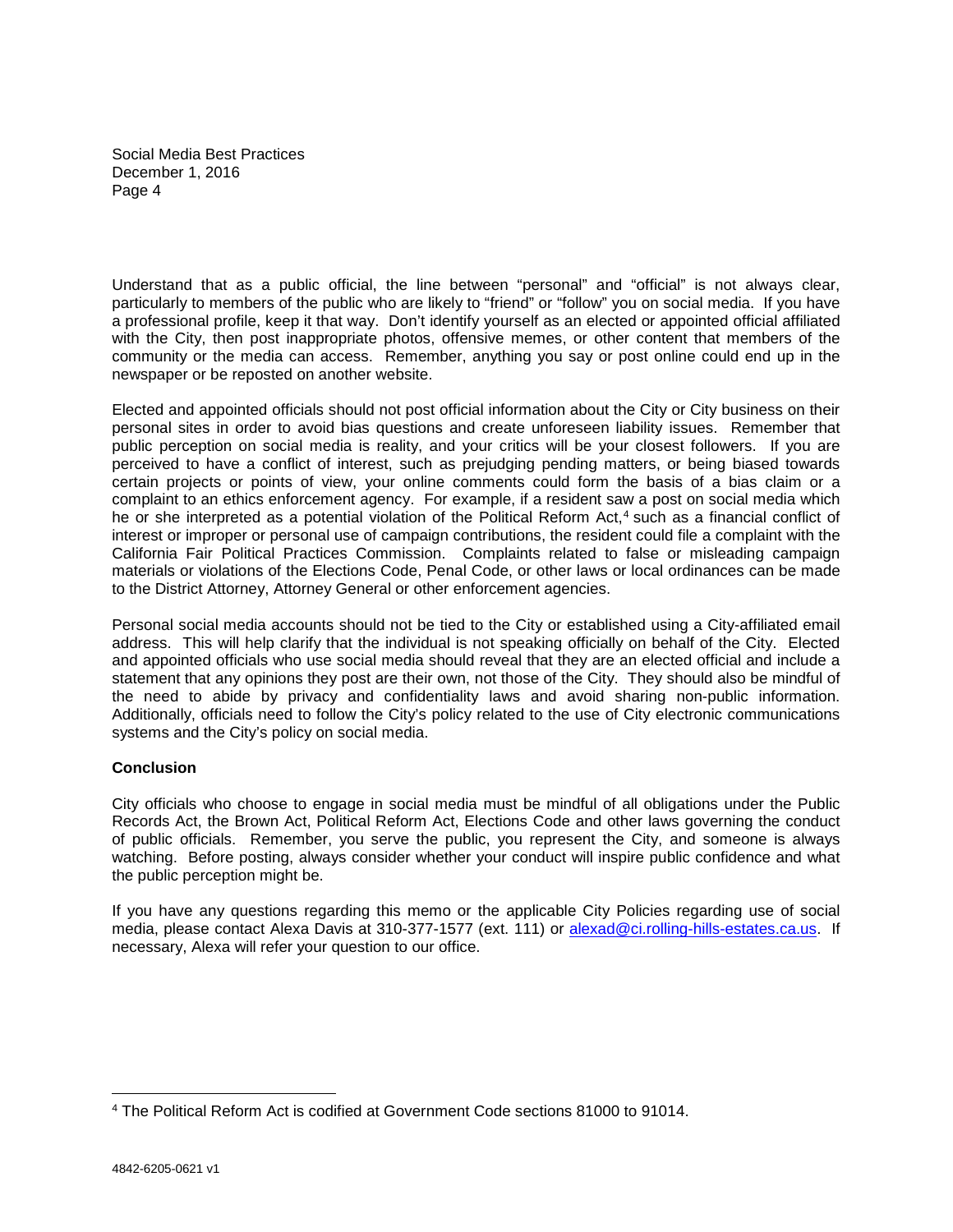Understand that as a public official, the line between "personal" and "official" is not always clear, particularly to members of the public who are likely to "friend" or "follow" you on social media. If you have a professional profile, keep it that way. Don't identify yourself as an elected or appointed official affiliated with the City, then post inappropriate photos, offensive memes, or other content that members of the community or the media can access. Remember, anything you say or post online could end up in the newspaper or be reposted on another website.

Elected and appointed officials should not post official information about the City or City business on their personal sites in order to avoid bias questions and create unforeseen liability issues. Remember that public perception on social media is reality, and your critics will be your closest followers. If you are perceived to have a conflict of interest, such as prejudging pending matters, or being biased towards certain projects or points of view, your online comments could form the basis of a bias claim or a complaint to an ethics enforcement agency. For example, if a resident saw a post on social media which he or she interpreted as a potential violation of the Political Reform Act,[4] such as a financial conflict of interest or improper or personal use of campaign contributions, the resident could file a complaint with the California Fair Political Practices Commission. Complaints related to false or misleading campaign materials or violations of the Elections Code, Penal Code, or other laws or local ordinances can be made to the District Attorney, Attorney General or other enforcement agencies.

Personal social media accounts should not be tied to the City or established using a City-affiliated email address. This will help clarify that the individual is not speaking officially on behalf of the City. Elected and appointed officials who use social media should reveal that they are an elected official and include a statement that any opinions they post are their own, not those of the City. They should also be mindful of the need to abide by privacy and confidentiality laws and avoid sharing non-public information. Additionally, officials need to follow the City's policy related to the use of City electronic communications systems and the City's policy on social media.

**Conclusion**

City officials who choose to engage in social media must be mindful of all obligations under the Public Records Act, the Brown Act, Political Reform Act, Elections Code and other laws governing the conduct of public officials. Remember, you serve the public, you represent the City, and someone is always watching. Before posting, always consider whether your conduct will inspire public confidence and what the public perception might be.

If you have any questions regarding this memo or the applicable City Policies regarding use of social media, please contact Alexa Davis at 310-377-1577 (ext. 111) or alexad@ci.rolling-hills-estates.ca.us. If necessary, Alexa will refer your question to our office.

---

[4] The Political Reform Act is codified at Government Code sections 81000 to 91014.

4842-6205-0621 v1